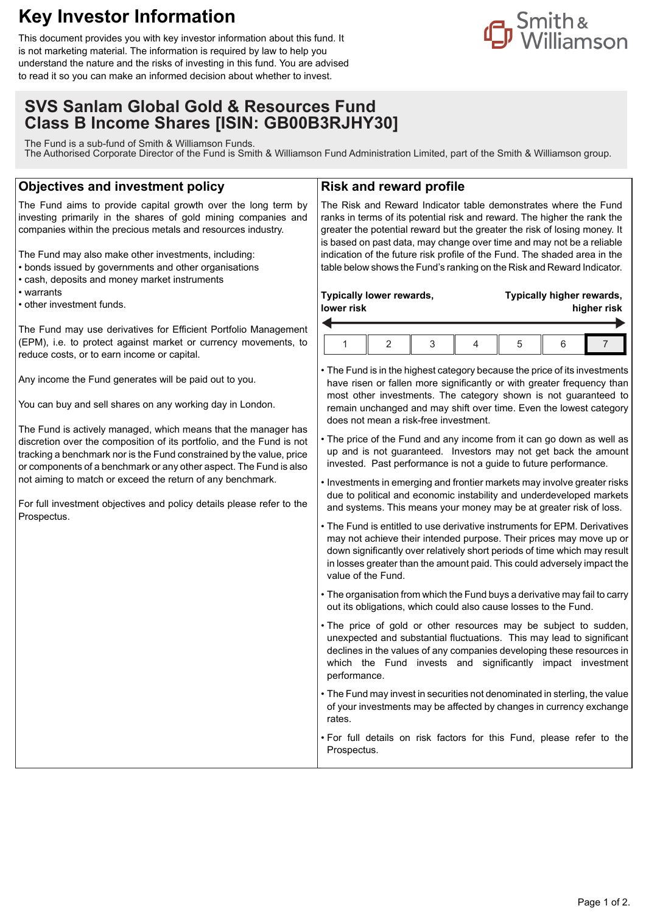# Key Investor Information

This document provides you with key investor information about this fund. It is not marketing material. The information is required by law to help you understand the nature and the risks of investing in this fund. You are advised to read it so you can make an informed decision about whether to invest.

Smith & Williamson

## SVS Sanlam Global Gold & Resources Fund
## Class B Income Shares [ISIN: GB00B3RJHY30]

The Fund is a sub-fund of Smith & Williamson Funds.
The Authorised Corporate Director of the Fund is Smith & Williamson Fund Administration Limited, part of the Smith & Williamson group.

## Objectives and investment policy

The Fund aims to provide capital growth over the long term by investing primarily in the shares of gold mining companies and companies within the precious metals and resources industry.

The Fund may also make other investments, including:
- bonds issued by governments and other organisations
- cash, deposits and money market instruments
- warrants
- other investment funds.

The Fund may use derivatives for Efficient Portfolio Management (EPM), i.e. to protect against market or currency movements, to reduce costs, or to earn income or capital.

Any income the Fund generates will be paid out to you.

You can buy and sell shares on any working day in London.

The Fund is actively managed, which means that the manager has discretion over the composition of its portfolio, and the Fund is not tracking a benchmark nor is the Fund constrained by the value, price or components of a benchmark or any other aspect. The Fund is also not aiming to match or exceed the return of any benchmark.

For full investment objectives and policy details please refer to the Prospectus.

## Risk and reward profile

The Risk and Reward Indicator table demonstrates where the Fund ranks in terms of its potential risk and reward. The higher the rank the greater the potential reward but the greater the risk of losing money. It is based on past data, may change over time and may not be a reliable indication of the future risk profile of the Fund. The shaded area in the table below shows the Fund's ranking on the Risk and Reward Indicator.

**Typically lower rewards, lower risk** ← → **Typically higher rewards, higher risk**

| 1 | 2 | 3 | 4 | 5 | 6 | **7** |
|---|---|---|---|---|---|---|

- The Fund is in the highest category because the price of its investments have risen or fallen more significantly or with greater frequency than most other investments. The category shown is not guaranteed to remain unchanged and may shift over time. Even the lowest category does not mean a risk-free investment.
- The price of the Fund and any income from it can go down as well as up and is not guaranteed. Investors may not get back the amount invested. Past performance is not a guide to future performance.
- Investments in emerging and frontier markets may involve greater risks due to political and economic instability and underdeveloped markets and systems. This means your money may be at greater risk of loss.
- The Fund is entitled to use derivative instruments for EPM. Derivatives may not achieve their intended purpose. Their prices may move up or down significantly over relatively short periods of time which may result in losses greater than the amount paid. This could adversely impact the value of the Fund.
- The organisation from which the Fund buys a derivative may fail to carry out its obligations, which could also cause losses to the Fund.
- The price of gold or other resources may be subject to sudden, unexpected and substantial fluctuations. This may lead to significant declines in the values of any companies developing these resources in which the Fund invests and significantly impact investment performance.
- The Fund may invest in securities not denominated in sterling, the value of your investments may be affected by changes in currency exchange rates.
- For full details on risk factors for this Fund, please refer to the Prospectus.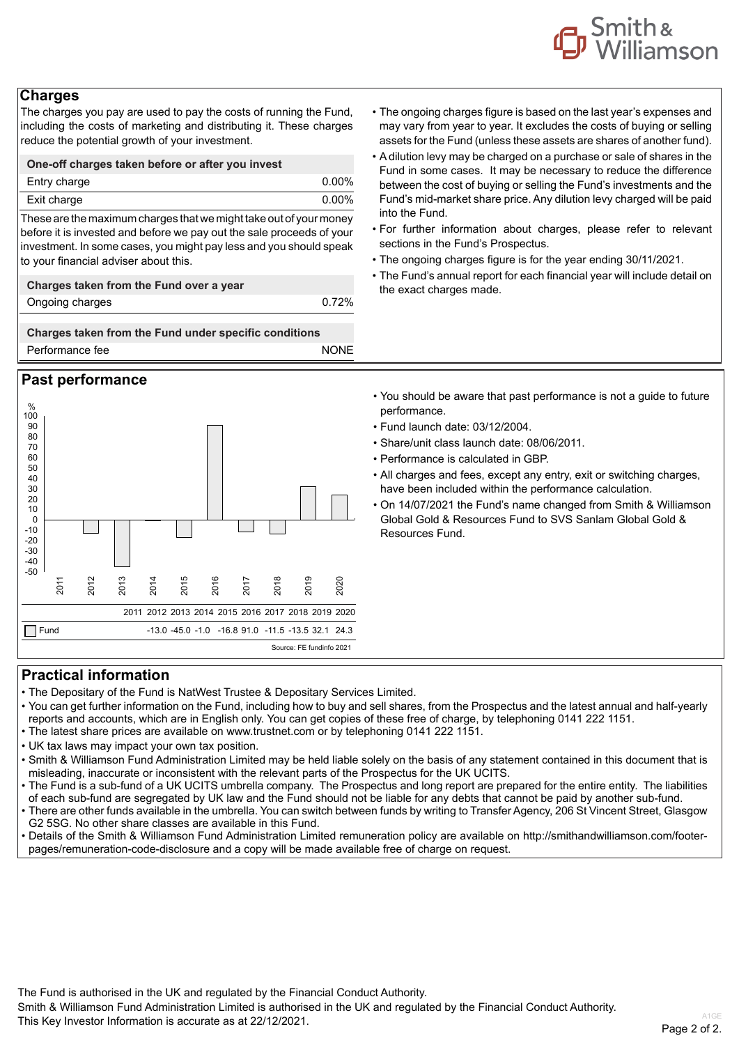## Charges

The charges you pay are used to pay the costs of running the Fund, including the costs of marketing and distributing it. These charges reduce the potential growth of your investment.

| One-off charges taken before or after you invest | |
|---|---|
| Entry charge | 0.00% |
| Exit charge | 0.00% |

These are the maximum charges that we might take out of your money before it is invested and before we pay out the sale proceeds of your investment. In some cases, you might pay less and you should speak to your financial adviser about this.

| Charges taken from the Fund over a year | |
|---|---|
| Ongoing charges | 0.72% |

| Charges taken from the Fund under specific conditions | |
|---|---|
| Performance fee | NONE |

- The ongoing charges figure is based on the last year's expenses and may vary from year to year. It excludes the costs of buying or selling assets for the Fund (unless these assets are shares of another fund).
- A dilution levy may be charged on a purchase or sale of shares in the Fund in some cases. It may be necessary to reduce the difference between the cost of buying or selling the Fund's investments and the Fund's mid-market share price. Any dilution levy charged will be paid into the Fund.
- For further information about charges, please refer to relevant sections in the Fund's Prospectus.
- The ongoing charges figure is for the year ending 30/11/2021.
- The Fund's annual report for each financial year will include detail on the exact charges made.

## Past performance

%

2011 2012 2013 2014 2015 2016 2017 2018 2019 2020

Fund -13.0 -45.0 -1.0 -16.8 91.0 -11.5 -13.5 32.1 24.3

Source: FE fundinfo 2021

- You should be aware that past performance is not a guide to future performance.
- Fund launch date: 03/12/2004.
- Share/unit class launch date: 08/06/2011.
- Performance is calculated in GBP.
- All charges and fees, except any entry, exit or switching charges, have been included within the performance calculation.
- On 14/07/2021 the Fund's name changed from Smith & Williamson Global Gold & Resources Fund to SVS Sanlam Global Gold & Resources Fund.

## Practical information

- The Depositary of the Fund is NatWest Trustee & Depositary Services Limited.
- You can get further information on the Fund, including how to buy and sell shares, from the Prospectus and the latest annual and half-yearly reports and accounts, which are in English only. You can get copies of these free of charge, by telephoning 0141 222 1151.
- The latest share prices are available on www.trustnet.com or by telephoning 0141 222 1151.
- UK tax laws may impact your own tax position.
- Smith & Williamson Fund Administration Limited may be held liable solely on the basis of any statement contained in this document that is misleading, inaccurate or inconsistent with the relevant parts of the Prospectus for the UK UCITS.
- The Fund is a sub-fund of a UK UCITS umbrella company. The Prospectus and long report are prepared for the entire entity. The liabilities of each sub-fund are segregated by UK law and the Fund should not be liable for any debts that cannot be paid by another sub-fund.
- There are other funds available in the umbrella. You can switch between funds by writing to Transfer Agency, 206 St Vincent Street, Glasgow G2 5SG. No other share classes are available in this Fund.
- Details of the Smith & Williamson Fund Administration Limited remuneration policy are available on http://smithandwilliamson.com/footer-pages/remuneration-code-disclosure and a copy will be made available free of charge on request.

The Fund is authorised in the UK and regulated by the Financial Conduct Authority.
Smith & Williamson Fund Administration Limited is authorised in the UK and regulated by the Financial Conduct Authority.
This Key Investor Information is accurate as at 22/12/2021.